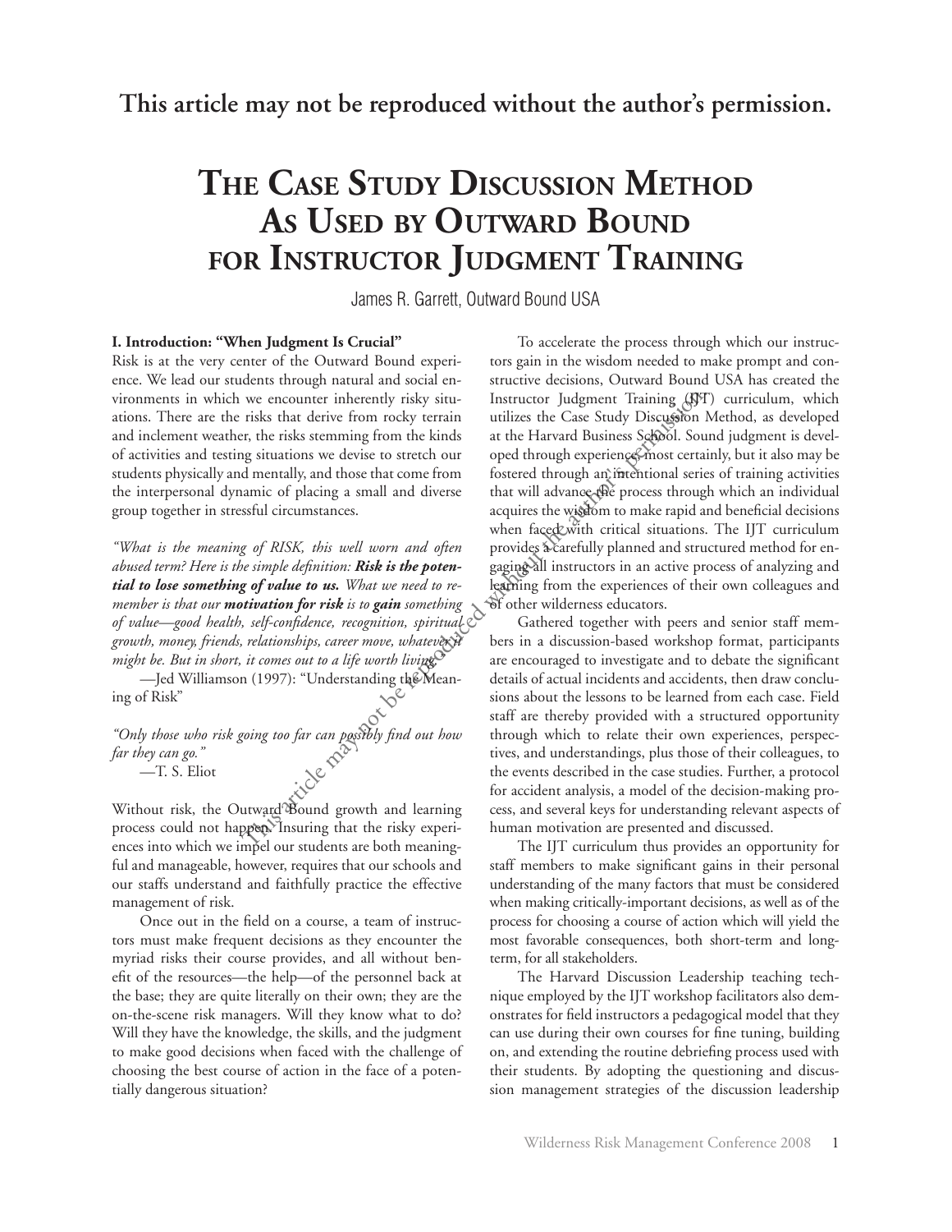**This article may not be reproduced without the author's permission.**

# The Case Study Discussion Method As Used by Outward Bound for Instructor Judgment Training

James R. Garrett, Outward Bound USA

**I. Introduction: "When Judgment Is Crucial"**

Risk is at the very center of the Outward Bound experience. We lead our students through natural and social environments in which we encounter inherently risky situations. There are the risks that derive from rocky terrain and inclement weather, the risks stemming from the kinds of activities and testing situations we devise to stretch our students physically and mentally, and those that come from the interpersonal dynamic of placing a small and diverse group together in stressful circumstances.

*"What is the meaning of RISK, this well worn and often abused term? Here is the simple definition:* ***Risk is the potential to lose something of value to us.*** *What we need to remember is that our* ***motivation for risk*** *is to* ***gain*** *something of value—good health, self-confidence, recognition, spiritual growth, money, friends, relationships, career move, whatever it might be. But in short, it comes out to a life worth living."*

—Jed Williamson (1997): "Understanding the Meaning of Risk"

*"Only those who risk going too far can possibly find out how far they can go."*

—T. S. Eliot

Without risk, the Outward Bound growth and learning process could not happen. Insuring that the risky experiences into which we impel our students are both meaningful and manageable, however, requires that our schools and our staffs understand and faithfully practice the effective management of risk.

Once out in the field on a course, a team of instructors must make frequent decisions as they encounter the myriad risks their course provides, and all without benefit of the resources—the help—of the personnel back at the base; they are quite literally on their own; they are the on-the-scene risk managers. Will they know what to do? Will they have the knowledge, the skills, and the judgment to make good decisions when faced with the challenge of choosing the best course of action in the face of a potentially dangerous situation?

To accelerate the process through which our instructors gain in the wisdom needed to make prompt and constructive decisions, Outward Bound USA has created the Instructor Judgment Training (IJT) curriculum, which utilizes the Case Study Discussion Method, as developed at the Harvard Business School. Sound judgment is developed through experience, most certainly, but it also may be fostered through an intentional series of training activities that will advance the process through which an individual acquires the wisdom to make rapid and beneficial decisions when faced with critical situations. The IJT curriculum provides a carefully planned and structured method for engaging all instructors in an active process of analyzing and learning from the experiences of their own colleagues and of other wilderness educators.

Gathered together with peers and senior staff members in a discussion-based workshop format, participants are encouraged to investigate and to debate the significant details of actual incidents and accidents, then draw conclusions about the lessons to be learned from each case. Field staff are thereby provided with a structured opportunity through which to relate their own experiences, perspectives, and understandings, plus those of their colleagues, to the events described in the case studies. Further, a protocol for accident analysis, a model of the decision-making process, and several keys for understanding relevant aspects of human motivation are presented and discussed.

The IJT curriculum thus provides an opportunity for staff members to make significant gains in their personal understanding of the many factors that must be considered when making critically-important decisions, as well as of the process for choosing a course of action which will yield the most favorable consequences, both short-term and long-term, for all stakeholders.

The Harvard Discussion Leadership teaching technique employed by the IJT workshop facilitators also demonstrates for field instructors a pedagogical model that they can use during their own courses for fine tuning, building on, and extending the routine debriefing process used with their students. By adopting the questioning and discussion management strategies of the discussion leadership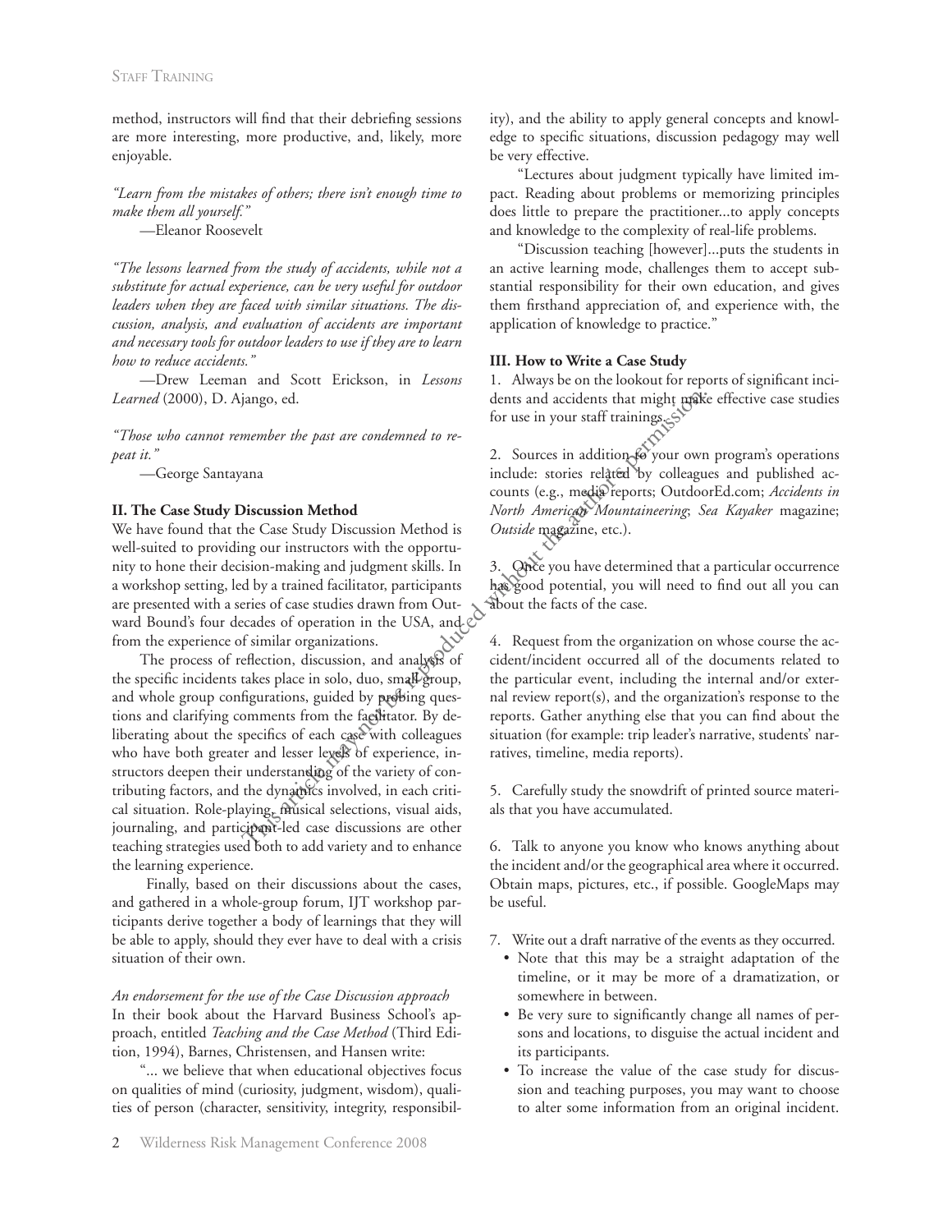method, instructors will find that their debriefing sessions are more interesting, more productive, and, likely, more enjoyable.

*"Learn from the mistakes of others; there isn't enough time to make them all yourself."*

—Eleanor Roosevelt

*"The lessons learned from the study of accidents, while not a substitute for actual experience, can be very useful for outdoor leaders when they are faced with similar situations. The discussion, analysis, and evaluation of accidents are important and necessary tools for outdoor leaders to use if they are to learn how to reduce accidents."*

—Drew Leeman and Scott Erickson, in *Lessons Learned* (2000), D. Ajango, ed.

*"Those who cannot remember the past are condemned to repeat it."*

—George Santayana

### II. The Case Study Discussion Method

We have found that the Case Study Discussion Method is well-suited to providing our instructors with the opportunity to hone their decision-making and judgment skills. In a workshop setting, led by a trained facilitator, participants are presented with a series of case studies drawn from Outward Bound's four decades of operation in the USA, and from the experience of similar organizations.

The process of reflection, discussion, and analysis of the specific incidents takes place in solo, duo, small group, and whole group configurations, guided by probing questions and clarifying comments from the facilitator. By deliberating about the specifics of each case with colleagues who have both greater and lesser levels of experience, instructors deepen their understanding of the variety of contributing factors, and the dynamics involved, in each critical situation. Role-playing, musical selections, visual aids, journaling, and participant-led case discussions are other teaching strategies used both to add variety and to enhance the learning experience.

Finally, based on their discussions about the cases, and gathered in a whole-group forum, IJT workshop participants derive together a body of learnings that they will be able to apply, should they ever have to deal with a crisis situation of their own.

*An endorsement for the use of the Case Discussion approach*

In their book about the Harvard Business School's approach, entitled *Teaching and the Case Method* (Third Edition, 1994), Barnes, Christensen, and Hansen write:

"... we believe that when educational objectives focus on qualities of mind (curiosity, judgment, wisdom), qualities of person (character, sensitivity, integrity, responsibility), and the ability to apply general concepts and knowledge to specific situations, discussion pedagogy may well be very effective.

"Lectures about judgment typically have limited impact. Reading about problems or memorizing principles does little to prepare the practitioner...to apply concepts and knowledge to the complexity of real-life problems.

"Discussion teaching [however]...puts the students in an active learning mode, challenges them to accept substantial responsibility for their own education, and gives them firsthand appreciation of, and experience with, the application of knowledge to practice."

### III. How to Write a Case Study

1. Always be on the lookout for reports of significant incidents and accidents that might make effective case studies for use in your staff trainings.

2. Sources in addition to your own program's operations include: stories related by colleagues and published accounts (e.g., media reports; OutdoorEd.com; *Accidents in North American Mountaineering*; *Sea Kayaker* magazine; *Outside* magazine, etc.).

3. Once you have determined that a particular occurrence has good potential, you will need to find out all you can about the facts of the case.

4. Request from the organization on whose course the accident/incident occurred all of the documents related to the particular event, including the internal and/or external review report(s), and the organization's response to the reports. Gather anything else that you can find about the situation (for example: trip leader's narrative, students' narratives, timeline, media reports).

5. Carefully study the snowdrift of printed source materials that you have accumulated.

6. Talk to anyone you know who knows anything about the incident and/or the geographical area where it occurred. Obtain maps, pictures, etc., if possible. GoogleMaps may be useful.

7. Write out a draft narrative of the events as they occurred.
   - Note that this may be a straight adaptation of the timeline, or it may be more of a dramatization, or somewhere in between.
   - Be very sure to significantly change all names of persons and locations, to disguise the actual incident and its participants.
   - To increase the value of the case study for discussion and teaching purposes, you may want to choose to alter some information from an original incident.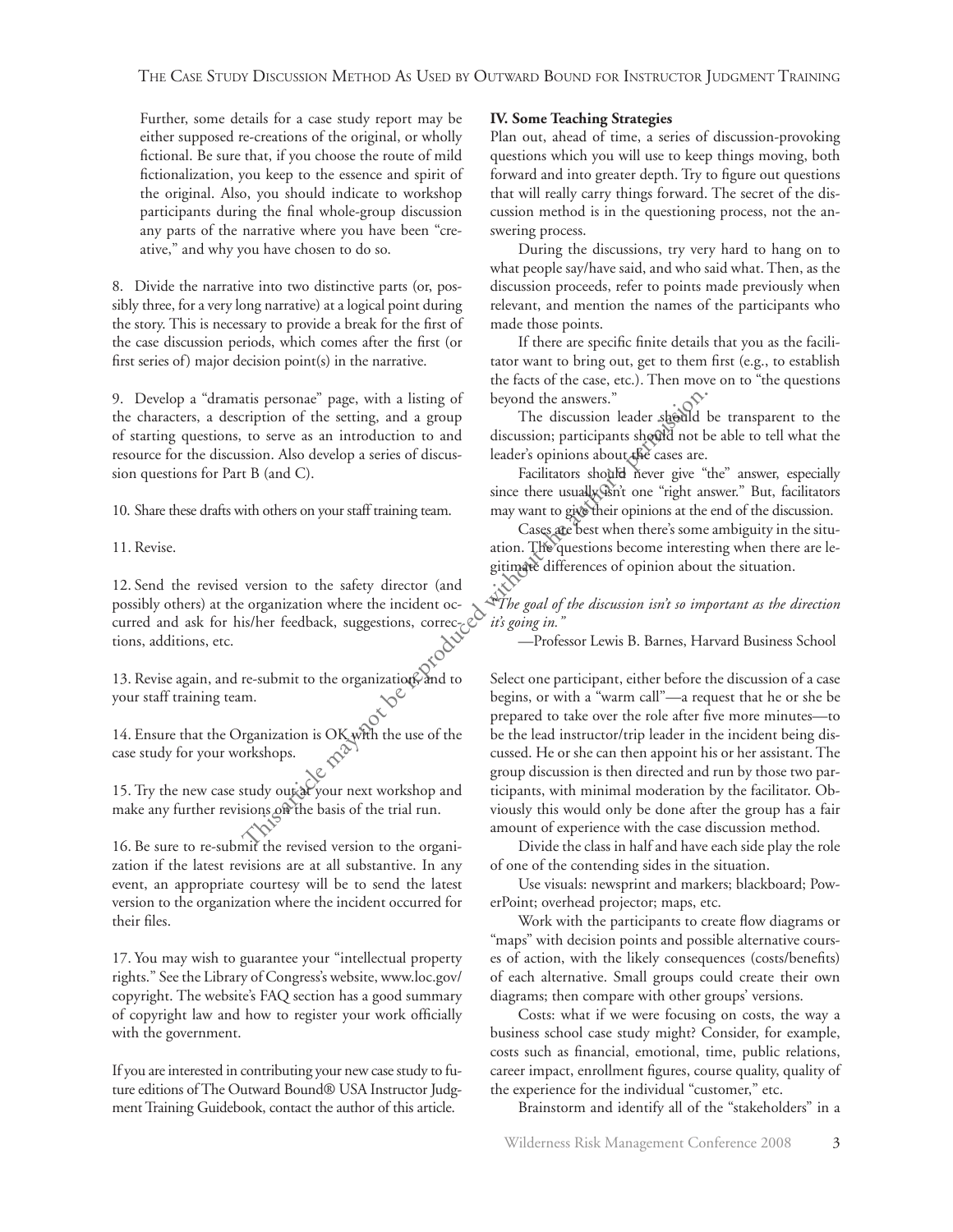Further, some details for a case study report may be either supposed re-creations of the original, or wholly fictional. Be sure that, if you choose the route of mild fictionalization, you keep to the essence and spirit of the original. Also, you should indicate to workshop participants during the final whole-group discussion any parts of the narrative where you have been "creative," and why you have chosen to do so.

8. Divide the narrative into two distinctive parts (or, possibly three, for a very long narrative) at a logical point during the story. This is necessary to provide a break for the first of the case discussion periods, which comes after the first (or first series of) major decision point(s) in the narrative.

9. Develop a "dramatis personae" page, with a listing of the characters, a description of the setting, and a group of starting questions, to serve as an introduction to and resource for the discussion. Also develop a series of discussion questions for Part B (and C).

10. Share these drafts with others on your staff training team.

11. Revise.

12. Send the revised version to the safety director (and possibly others) at the organization where the incident occurred and ask for his/her feedback, suggestions, corrections, additions, etc.

13. Revise again, and re-submit to the organization and to your staff training team.

14. Ensure that the Organization is OK with the use of the case study for your workshops.

15. Try the new case study out at your next workshop and make any further revisions on the basis of the trial run.

16. Be sure to re-submit the revised version to the organization if the latest revisions are at all substantive. In any event, an appropriate courtesy will be to send the latest version to the organization where the incident occurred for their files.

17. You may wish to guarantee your "intellectual property rights." See the Library of Congress's website, www.loc.gov/copyright. The website's FAQ section has a good summary of copyright law and how to register your work officially with the government.

If you are interested in contributing your new case study to future editions of The Outward Bound® USA Instructor Judgment Training Guidebook, contact the author of this article.

### IV. Some Teaching Strategies

Plan out, ahead of time, a series of discussion-provoking questions which you will use to keep things moving, both forward and into greater depth. Try to figure out questions that will really carry things forward. The secret of the discussion method is in the questioning process, not the answering process.

During the discussions, try very hard to hang on to what people say/have said, and who said what. Then, as the discussion proceeds, refer to points made previously when relevant, and mention the names of the participants who made those points.

If there are specific finite details that you as the facilitator want to bring out, get to them first (e.g., to establish the facts of the case, etc.). Then move on to "the questions beyond the answers."

The discussion leader should be transparent to the discussion; participants should not be able to tell what the leader's opinions about the cases are.

Facilitators should never give "the" answer, especially since there usually isn't one "right answer." But, facilitators may want to give their opinions at the end of the discussion.

Cases are best when there's some ambiguity in the situation. The questions become interesting when there are legitimate differences of opinion about the situation.

*"The goal of the discussion isn't so important as the direction it's going in."*

—Professor Lewis B. Barnes, Harvard Business School

Select one participant, either before the discussion of a case begins, or with a "warm call"—a request that he or she be prepared to take over the role after five more minutes—to be the lead instructor/trip leader in the incident being discussed. He or she can then appoint his or her assistant. The group discussion is then directed and run by those two participants, with minimal moderation by the facilitator. Obviously this would only be done after the group has a fair amount of experience with the case discussion method.

Divide the class in half and have each side play the role of one of the contending sides in the situation.

Use visuals: newsprint and markers; blackboard; PowerPoint; overhead projector; maps, etc.

Work with the participants to create flow diagrams or "maps" with decision points and possible alternative courses of action, with the likely consequences (costs/benefits) of each alternative. Small groups could create their own diagrams; then compare with other groups' versions.

Costs: what if we were focusing on costs, the way a business school case study might? Consider, for example, costs such as financial, emotional, time, public relations, career impact, enrollment figures, course quality, quality of the experience for the individual "customer," etc.

Brainstorm and identify all of the "stakeholders" in a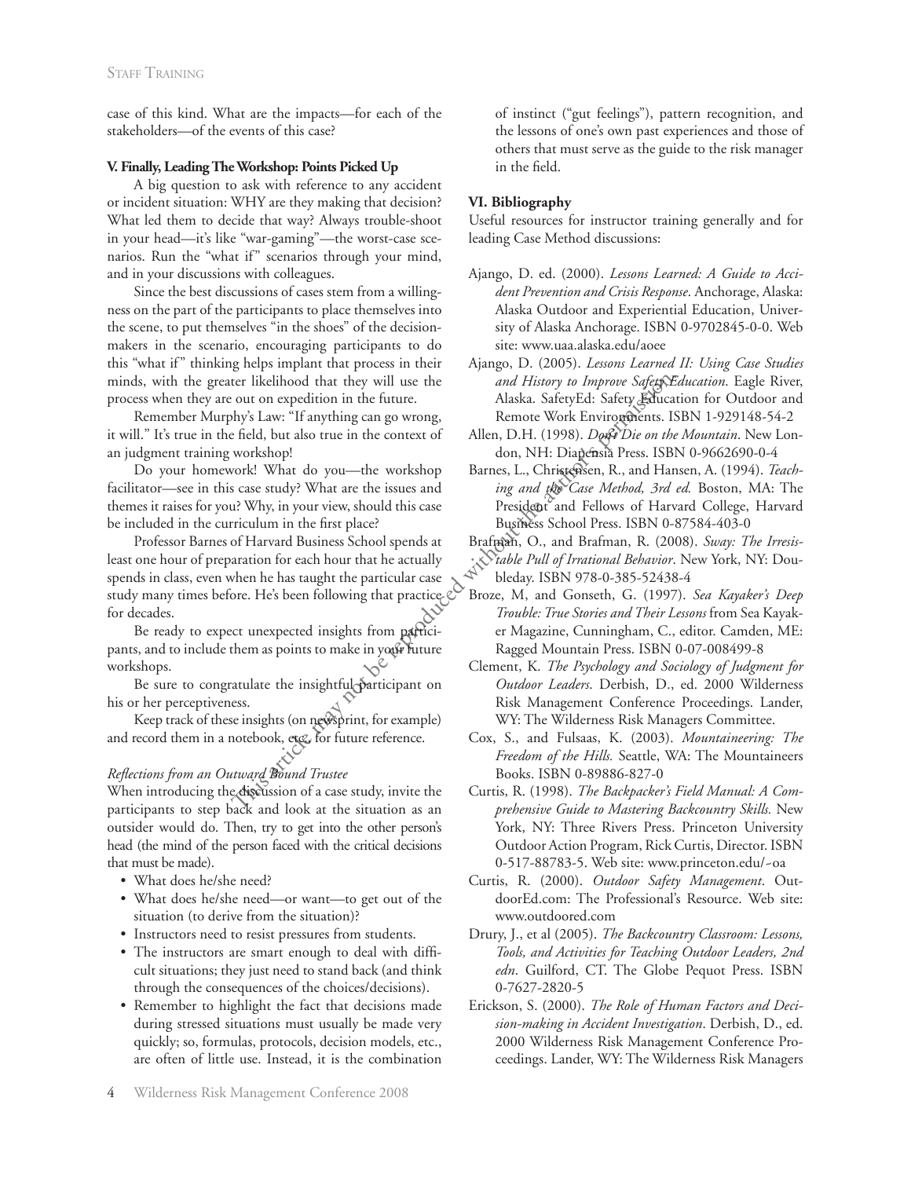case of this kind. What are the impacts—for each of the stakeholders—of the events of this case?

### V. Finally, Leading The Workshop: Points Picked Up

A big question to ask with reference to any accident or incident situation: WHY are they making that decision? What led them to decide that way? Always trouble-shoot in your head—it's like "war-gaming"—the worst-case scenarios. Run the "what if" scenarios through your mind, and in your discussions with colleagues.

Since the best discussions of cases stem from a willingness on the part of the participants to place themselves into the scene, to put themselves "in the shoes" of the decision-makers in the scenario, encouraging participants to do this "what if" thinking helps implant that process in their minds, with the greater likelihood that they will use the process when they are out on expedition in the future.

Remember Murphy's Law: "If anything can go wrong, it will." It's true in the field, but also true in the context of an judgment training workshop!

Do your homework! What do you—the workshop facilitator—see in this case study? What are the issues and themes it raises for you? Why, in your view, should this case be included in the curriculum in the first place?

Professor Barnes of Harvard Business School spends at least one hour of preparation for each hour that he actually spends in class, even when he has taught the particular case study many times before. He's been following that practice for decades.

Be ready to expect unexpected insights from participants, and to include them as points to make in your future workshops.

Be sure to congratulate the insightful participant on his or her perceptiveness.

Keep track of these insights (on newsprint, for example) and record them in a notebook, etc., for future reference.

#### *Reflections from an Outward Bound Trustee*

When introducing the discussion of a case study, invite the participants to step back and look at the situation as an outsider would do. Then, try to get into the other person's head (the mind of the person faced with the critical decisions that must be made).

- What does he/she need?
- What does he/she need—or want—to get out of the situation (to derive from the situation)?
- Instructors need to resist pressures from students.
- The instructors are smart enough to deal with difficult situations; they just need to stand back (and think through the consequences of the choices/decisions).
- Remember to highlight the fact that decisions made during stressed situations must usually be made very quickly; so, formulas, protocols, decision models, etc., are often of little use. Instead, it is the combination of instinct ("gut feelings"), pattern recognition, and the lessons of one's own past experiences and those of others that must serve as the guide to the risk manager in the field.

### VI. Bibliography

Useful resources for instructor training generally and for leading Case Method discussions:

Ajango, D. ed. (2000). *Lessons Learned: A Guide to Accident Prevention and Crisis Response*. Anchorage, Alaska: Alaska Outdoor and Experiential Education, University of Alaska Anchorage. ISBN 0-9702845-0-0. Web site: www.uaa.alaska.edu/aoee

Ajango, D. (2005). *Lessons Learned II: Using Case Studies and History to Improve Safety Education*. Eagle River, Alaska. SafetyEd: Safety Education for Outdoor and Remote Work Environments. ISBN 1-929148-54-2

Allen, D.H. (1998). *Don't Die on the Mountain*. New London, NH: Diapensia Press. ISBN 0-9662690-0-4

Barnes, L., Christensen, R., and Hansen, A. (1994). *Teaching and the Case Method, 3rd ed.* Boston, MA: The President and Fellows of Harvard College, Harvard Business School Press. ISBN 0-87584-403-0

Brafman, O., and Brafman, R. (2008). *Sway: The Irresistable Pull of Irrational Behavior*. New York, NY: Doubleday. ISBN 978-0-385-52438-4

Broze, M, and Gonseth, G. (1997). *Sea Kayaker's Deep Trouble: True Stories and Their Lessons* from Sea Kayaker Magazine, Cunningham, C., editor. Camden, ME: Ragged Mountain Press. ISBN 0-07-008499-8

Clement, K. *The Psychology and Sociology of Judgment for Outdoor Leaders*. Derbish, D., ed. 2000 Wilderness Risk Management Conference Proceedings. Lander, WY: The Wilderness Risk Managers Committee.

Cox, S., and Fulsaas, K. (2003). *Mountaineering: The Freedom of the Hills.* Seattle, WA: The Mountaineers Books. ISBN 0-89886-827-0

Curtis, R. (1998). *The Backpacker's Field Manual: A Comprehensive Guide to Mastering Backcountry Skills.* New York, NY: Three Rivers Press. Princeton University Outdoor Action Program, Rick Curtis, Director. ISBN 0-517-88783-5. Web site: www.princeton.edu/~oa

Curtis, R. (2000). *Outdoor Safety Management*. OutdoorEd.com: The Professional's Resource. Web site: www.outdoored.com

Drury, J., et al (2005). *The Backcountry Classroom: Lessons, Tools, and Activities for Teaching Outdoor Leaders, 2nd edn*. Guilford, CT. The Globe Pequot Press. ISBN 0-7627-2820-5

Erickson, S. (2000). *The Role of Human Factors and Decision-making in Accident Investigation*. Derbish, D., ed. 2000 Wilderness Risk Management Conference Proceedings. Lander, WY: The Wilderness Risk Managers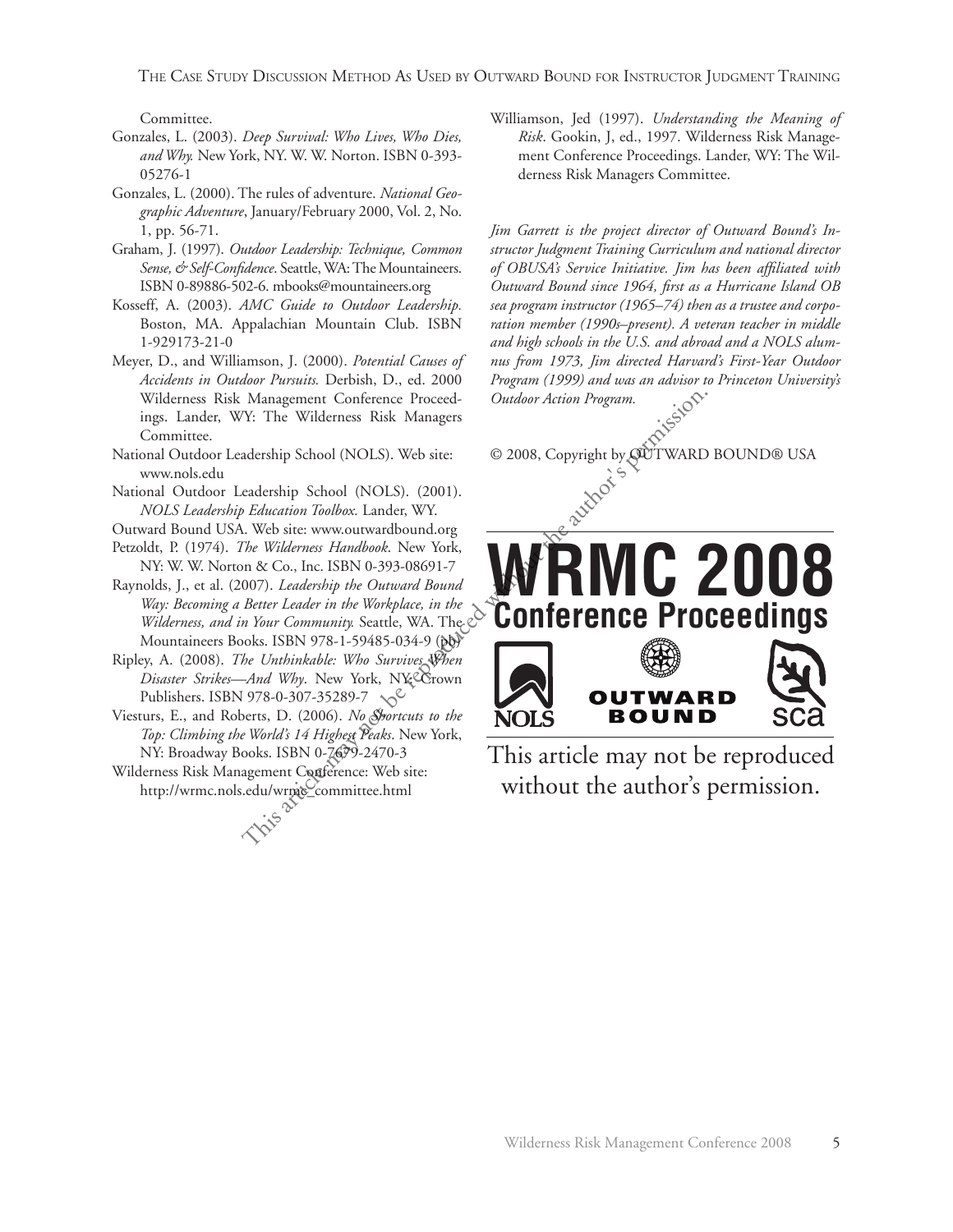Committee.

Gonzales, L. (2003). *Deep Survival: Who Lives, Who Dies, and Why.* New York, NY. W. W. Norton. ISBN 0-393-05276-1

Gonzales, L. (2000). The rules of adventure. *National Geographic Adventure*, January/February 2000, Vol. 2, No. 1, pp. 56-71.

Graham, J. (1997). *Outdoor Leadership: Technique, Common Sense, & Self-Confidence*. Seattle, WA: The Mountaineers. ISBN 0-89886-502-6. mbooks@mountaineers.org

Kosseff, A. (2003). *AMC Guide to Outdoor Leadership.* Boston, MA. Appalachian Mountain Club. ISBN 1-929173-21-0

Meyer, D., and Williamson, J. (2000). *Potential Causes of Accidents in Outdoor Pursuits.* Derbish, D., ed. 2000 Wilderness Risk Management Conference Proceedings. Lander, WY: The Wilderness Risk Managers Committee.

National Outdoor Leadership School (NOLS). Web site: www.nols.edu

National Outdoor Leadership School (NOLS). (2001). *NOLS Leadership Education Toolbox.* Lander, WY.

Outward Bound USA. Web site: www.outwardbound.org

Petzoldt, P. (1974). *The Wilderness Handbook*. New York, NY: W. W. Norton & Co., Inc. ISBN 0-393-08691-7

Raynolds, J., et al. (2007). *Leadership the Outward Bound Way: Becoming a Better Leader in the Workplace, in the Wilderness, and in Your Community.* Seattle, WA. The Mountaineers Books. ISBN 978-1-59485-034-9 (pb)

Ripley, A. (2008). *The Unthinkable: Who Survives When Disaster Strikes—And Why*. New York, NY: Crown Publishers. ISBN 978-0-307-35289-7

Viesturs, E., and Roberts, D. (2006). *No Shortcuts to the Top: Climbing the World's 14 Highest Peaks*. New York, NY: Broadway Books. ISBN 0-7679-2470-3

Wilderness Risk Management Conference: Web site: http://wrmc.nols.edu/wrmc_committee.html

Williamson, Jed (1997). *Understanding the Meaning of Risk*. Gookin, J, ed., 1997. Wilderness Risk Management Conference Proceedings. Lander, WY: The Wilderness Risk Managers Committee.

*Jim Garrett is the project director of Outward Bound's Instructor Judgment Training Curriculum and national director of OBUSA's Service Initiative. Jim has been affiliated with Outward Bound since 1964, first as a Hurricane Island OB sea program instructor (1965–74) then as a trustee and corporation member (1990s–present). A veteran teacher in middle and high schools in the U.S. and abroad and a NOLS alumnus from 1973, Jim directed Harvard's First-Year Outdoor Program (1999) and was an advisor to Princeton University's Outdoor Action Program.*

© 2008, Copyright by OUTWARD BOUND® USA

**WRMC 2008**
**Conference Proceedings**

NOLS OUTWARD BOUND sca

This article may not be reproduced without the author's permission.